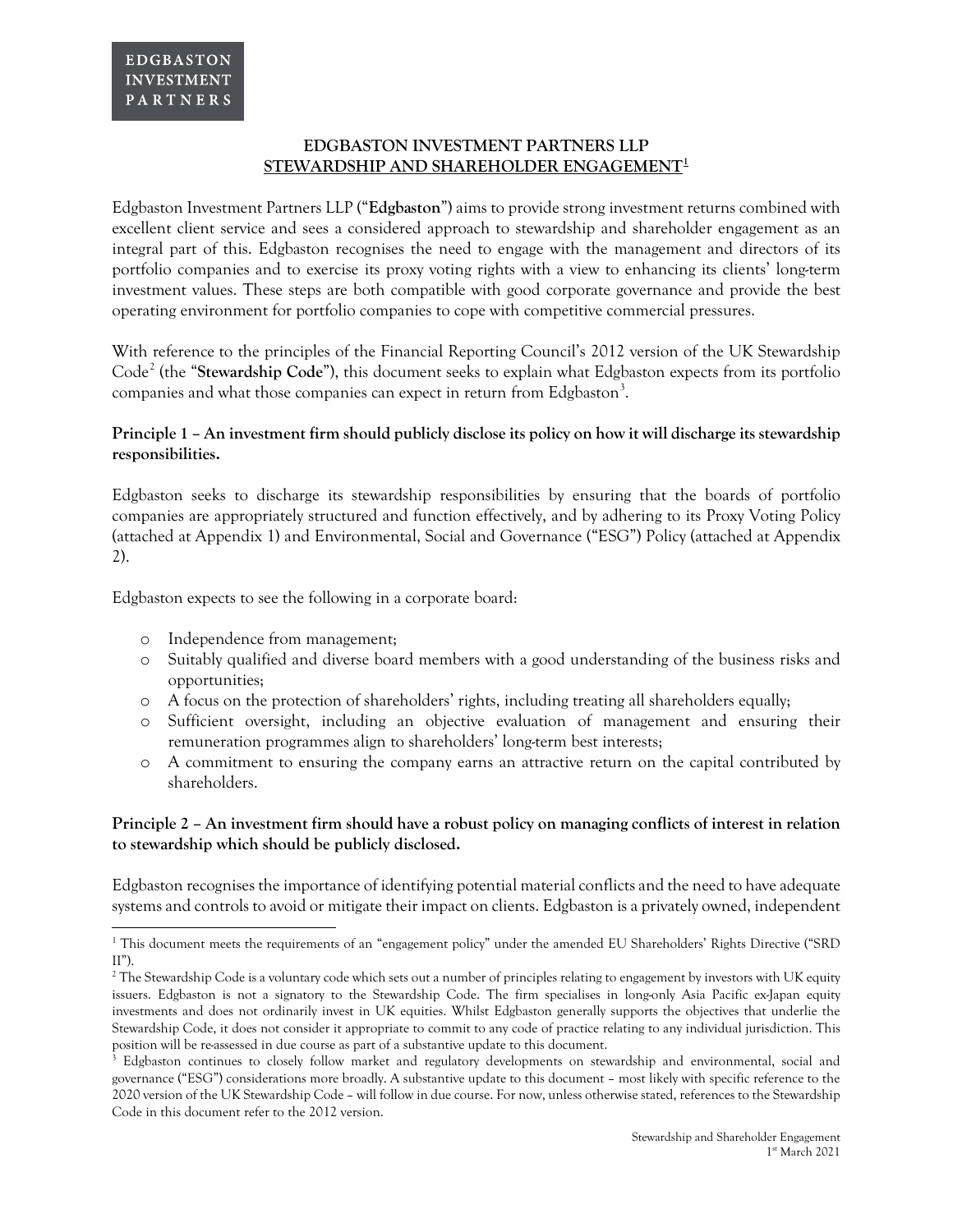EDGBASTON INVESTMENT PARTNERS

# EDGBASTON INVESTMENT PARTNERS LLP
## STEWARDSHIP AND SHAREHOLDER ENGAGEMENT[1]

Edgbaston Investment Partners LLP ("**Edgbaston**") aims to provide strong investment returns combined with excellent client service and sees a considered approach to stewardship and shareholder engagement as an integral part of this. Edgbaston recognises the need to engage with the management and directors of its portfolio companies and to exercise its proxy voting rights with a view to enhancing its clients' long-term investment values. These steps are both compatible with good corporate governance and provide the best operating environment for portfolio companies to cope with competitive commercial pressures.

With reference to the principles of the Financial Reporting Council's 2012 version of the UK Stewardship Code[2] (the "**Stewardship Code**"), this document seeks to explain what Edgbaston expects from its portfolio companies and what those companies can expect in return from Edgbaston[3].

**Principle 1 – An investment firm should publicly disclose its policy on how it will discharge its stewardship responsibilities.**

Edgbaston seeks to discharge its stewardship responsibilities by ensuring that the boards of portfolio companies are appropriately structured and function effectively, and by adhering to its Proxy Voting Policy (attached at Appendix 1) and Environmental, Social and Governance ("ESG") Policy (attached at Appendix 2).

Edgbaston expects to see the following in a corporate board:

- Independence from management;
- Suitably qualified and diverse board members with a good understanding of the business risks and opportunities;
- A focus on the protection of shareholders' rights, including treating all shareholders equally;
- Sufficient oversight, including an objective evaluation of management and ensuring their remuneration programmes align to shareholders' long-term best interests;
- A commitment to ensuring the company earns an attractive return on the capital contributed by shareholders.

**Principle 2 – An investment firm should have a robust policy on managing conflicts of interest in relation to stewardship which should be publicly disclosed.**

Edgbaston recognises the importance of identifying potential material conflicts and the need to have adequate systems and controls to avoid or mitigate their impact on clients. Edgbaston is a privately owned, independent

---

[1] This document meets the requirements of an "engagement policy" under the amended EU Shareholders' Rights Directive ("SRD II").

[2] The Stewardship Code is a voluntary code which sets out a number of principles relating to engagement by investors with UK equity issuers. Edgbaston is not a signatory to the Stewardship Code. The firm specialises in long-only Asia Pacific ex-Japan equity investments and does not ordinarily invest in UK equities. Whilst Edgbaston generally supports the objectives that underlie the Stewardship Code, it does not consider it appropriate to commit to any code of practice relating to any individual jurisdiction. This position will be re-assessed in due course as part of a substantive update to this document.

[3] Edgbaston continues to closely follow market and regulatory developments on stewardship and environmental, social and governance ("ESG") considerations more broadly. A substantive update to this document – most likely with specific reference to the 2020 version of the UK Stewardship Code – will follow in due course. For now, unless otherwise stated, references to the Stewardship Code in this document refer to the 2012 version.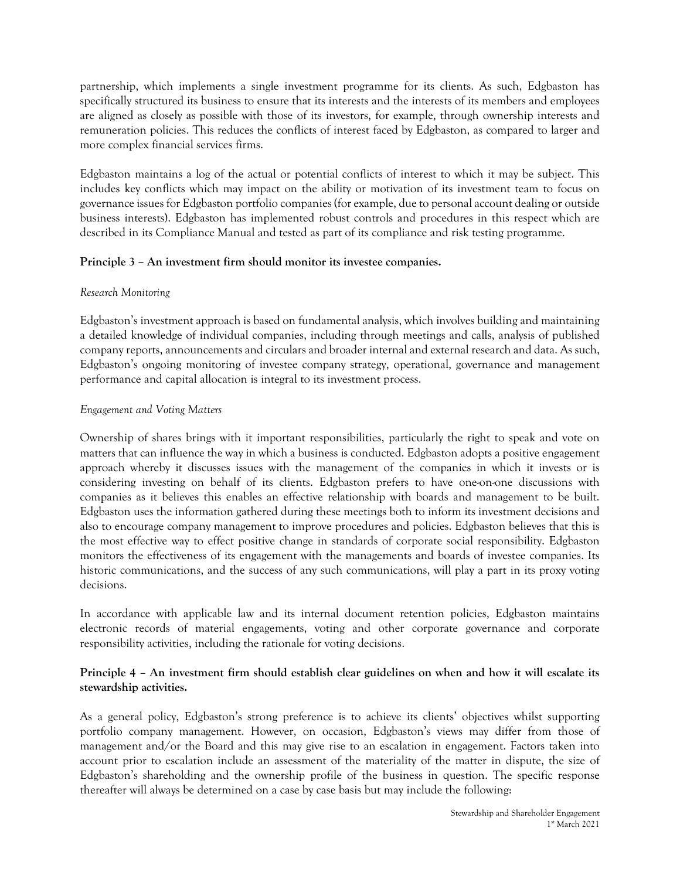partnership, which implements a single investment programme for its clients. As such, Edgbaston has specifically structured its business to ensure that its interests and the interests of its members and employees are aligned as closely as possible with those of its investors, for example, through ownership interests and remuneration policies. This reduces the conflicts of interest faced by Edgbaston, as compared to larger and more complex financial services firms.

Edgbaston maintains a log of the actual or potential conflicts of interest to which it may be subject. This includes key conflicts which may impact on the ability or motivation of its investment team to focus on governance issues for Edgbaston portfolio companies (for example, due to personal account dealing or outside business interests). Edgbaston has implemented robust controls and procedures in this respect which are described in its Compliance Manual and tested as part of its compliance and risk testing programme.

**Principle 3 – An investment firm should monitor its investee companies.**

*Research Monitoring*

Edgbaston's investment approach is based on fundamental analysis, which involves building and maintaining a detailed knowledge of individual companies, including through meetings and calls, analysis of published company reports, announcements and circulars and broader internal and external research and data. As such, Edgbaston's ongoing monitoring of investee company strategy, operational, governance and management performance and capital allocation is integral to its investment process.

*Engagement and Voting Matters*

Ownership of shares brings with it important responsibilities, particularly the right to speak and vote on matters that can influence the way in which a business is conducted. Edgbaston adopts a positive engagement approach whereby it discusses issues with the management of the companies in which it invests or is considering investing on behalf of its clients. Edgbaston prefers to have one-on-one discussions with companies as it believes this enables an effective relationship with boards and management to be built. Edgbaston uses the information gathered during these meetings both to inform its investment decisions and also to encourage company management to improve procedures and policies. Edgbaston believes that this is the most effective way to effect positive change in standards of corporate social responsibility. Edgbaston monitors the effectiveness of its engagement with the managements and boards of investee companies. Its historic communications, and the success of any such communications, will play a part in its proxy voting decisions.

In accordance with applicable law and its internal document retention policies, Edgbaston maintains electronic records of material engagements, voting and other corporate governance and corporate responsibility activities, including the rationale for voting decisions.

**Principle 4 – An investment firm should establish clear guidelines on when and how it will escalate its stewardship activities.**

As a general policy, Edgbaston's strong preference is to achieve its clients' objectives whilst supporting portfolio company management. However, on occasion, Edgbaston's views may differ from those of management and/or the Board and this may give rise to an escalation in engagement. Factors taken into account prior to escalation include an assessment of the materiality of the matter in dispute, the size of Edgbaston's shareholding and the ownership profile of the business in question. The specific response thereafter will always be determined on a case by case basis but may include the following: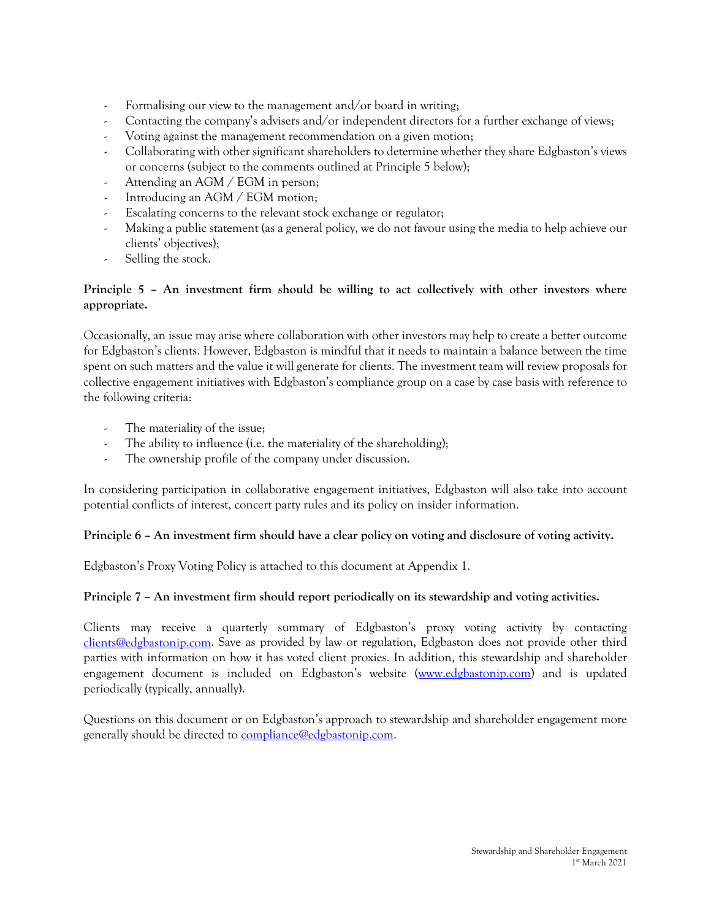- Formalising our view to the management and/or board in writing;
- Contacting the company's advisers and/or independent directors for a further exchange of views;
- Voting against the management recommendation on a given motion;
- Collaborating with other significant shareholders to determine whether they share Edgbaston's views or concerns (subject to the comments outlined at Principle 5 below);
- Attending an AGM / EGM in person;
- Introducing an AGM / EGM motion;
- Escalating concerns to the relevant stock exchange or regulator;
- Making a public statement (as a general policy, we do not favour using the media to help achieve our clients' objectives);
- Selling the stock.

**Principle 5 – An investment firm should be willing to act collectively with other investors where appropriate.**

Occasionally, an issue may arise where collaboration with other investors may help to create a better outcome for Edgbaston's clients. However, Edgbaston is mindful that it needs to maintain a balance between the time spent on such matters and the value it will generate for clients. The investment team will review proposals for collective engagement initiatives with Edgbaston's compliance group on a case by case basis with reference to the following criteria:

- The materiality of the issue;
- The ability to influence (i.e. the materiality of the shareholding);
- The ownership profile of the company under discussion.

In considering participation in collaborative engagement initiatives, Edgbaston will also take into account potential conflicts of interest, concert party rules and its policy on insider information.

**Principle 6 – An investment firm should have a clear policy on voting and disclosure of voting activity.**

Edgbaston's Proxy Voting Policy is attached to this document at Appendix 1.

**Principle 7 – An investment firm should report periodically on its stewardship and voting activities.**

Clients may receive a quarterly summary of Edgbaston's proxy voting activity by contacting clients@edgbastonip.com. Save as provided by law or regulation, Edgbaston does not provide other third parties with information on how it has voted client proxies. In addition, this stewardship and shareholder engagement document is included on Edgbaston's website (www.edgbastonip.com) and is updated periodically (typically, annually).

Questions on this document or on Edgbaston's approach to stewardship and shareholder engagement more generally should be directed to compliance@edgbastonip.com.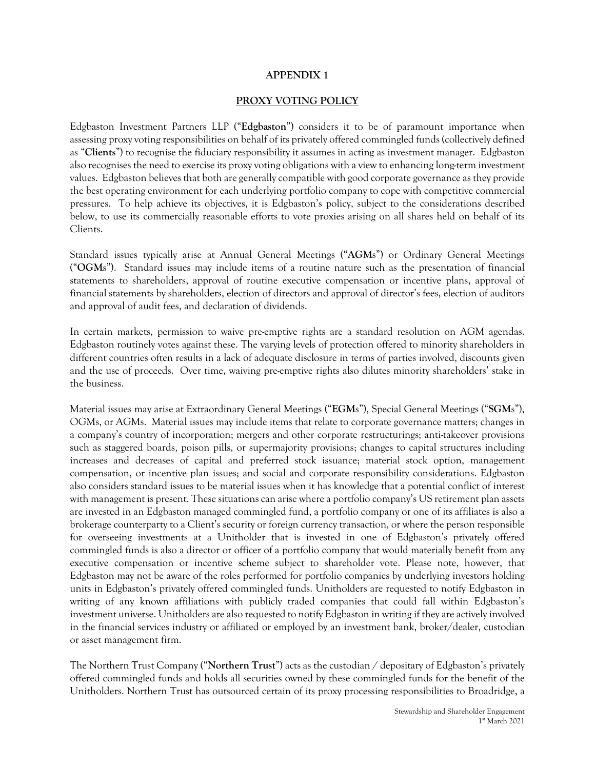# APPENDIX 1

## PROXY VOTING POLICY

Edgbaston Investment Partners LLP ("**Edgbaston**") considers it to be of paramount importance when assessing proxy voting responsibilities on behalf of its privately offered commingled funds (collectively defined as "**Clients**") to recognise the fiduciary responsibility it assumes in acting as investment manager. Edgbaston also recognises the need to exercise its proxy voting obligations with a view to enhancing long-term investment values. Edgbaston believes that both are generally compatible with good corporate governance as they provide the best operating environment for each underlying portfolio company to cope with competitive commercial pressures. To help achieve its objectives, it is Edgbaston's policy, subject to the considerations described below, to use its commercially reasonable efforts to vote proxies arising on all shares held on behalf of its Clients.

Standard issues typically arise at Annual General Meetings ("**AGM**s") or Ordinary General Meetings ("**OGM**s"). Standard issues may include items of a routine nature such as the presentation of financial statements to shareholders, approval of routine executive compensation or incentive plans, approval of financial statements by shareholders, election of directors and approval of director's fees, election of auditors and approval of audit fees, and declaration of dividends.

In certain markets, permission to waive pre-emptive rights are a standard resolution on AGM agendas. Edgbaston routinely votes against these. The varying levels of protection offered to minority shareholders in different countries often results in a lack of adequate disclosure in terms of parties involved, discounts given and the use of proceeds. Over time, waiving pre-emptive rights also dilutes minority shareholders' stake in the business.

Material issues may arise at Extraordinary General Meetings ("**EGM**s"), Special General Meetings ("**SGM**s"), OGMs, or AGMs. Material issues may include items that relate to corporate governance matters; changes in a company's country of incorporation; mergers and other corporate restructurings; anti-takeover provisions such as staggered boards, poison pills, or supermajority provisions; changes to capital structures including increases and decreases of capital and preferred stock issuance; material stock option, management compensation, or incentive plan issues; and social and corporate responsibility considerations. Edgbaston also considers standard issues to be material issues when it has knowledge that a potential conflict of interest with management is present. These situations can arise where a portfolio company's US retirement plan assets are invested in an Edgbaston managed commingled fund, a portfolio company or one of its affiliates is also a brokerage counterparty to a Client's security or foreign currency transaction, or where the person responsible for overseeing investments at a Unitholder that is invested in one of Edgbaston's privately offered commingled funds is also a director or officer of a portfolio company that would materially benefit from any executive compensation or incentive scheme subject to shareholder vote. Please note, however, that Edgbaston may not be aware of the roles performed for portfolio companies by underlying investors holding units in Edgbaston's privately offered commingled funds. Unitholders are requested to notify Edgbaston in writing of any known affiliations with publicly traded companies that could fall within Edgbaston's investment universe. Unitholders are also requested to notify Edgbaston in writing if they are actively involved in the financial services industry or affiliated or employed by an investment bank, broker/dealer, custodian or asset management firm.

The Northern Trust Company ("**Northern Trust**") acts as the custodian / depositary of Edgbaston's privately offered commingled funds and holds all securities owned by these commingled funds for the benefit of the Unitholders. Northern Trust has outsourced certain of its proxy processing responsibilities to Broadridge, a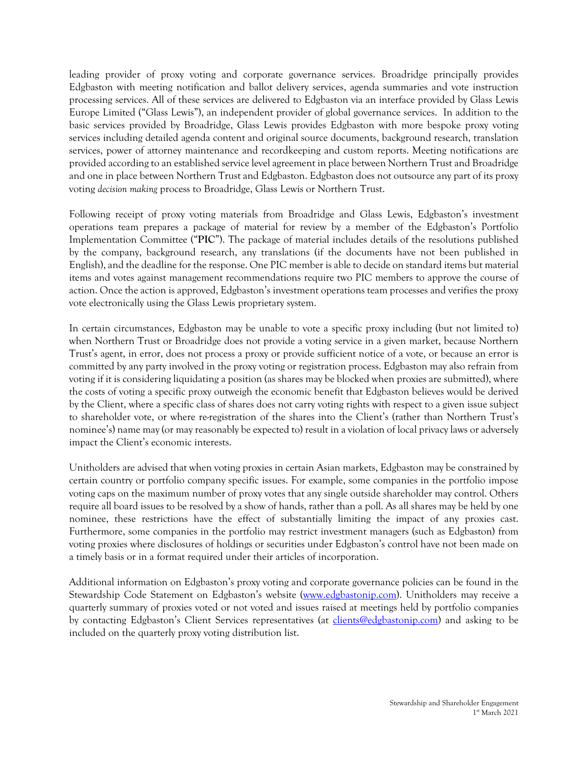leading provider of proxy voting and corporate governance services. Broadridge principally provides Edgbaston with meeting notification and ballot delivery services, agenda summaries and vote instruction processing services. All of these services are delivered to Edgbaston via an interface provided by Glass Lewis Europe Limited ("Glass Lewis"), an independent provider of global governance services. In addition to the basic services provided by Broadridge, Glass Lewis provides Edgbaston with more bespoke proxy voting services including detailed agenda content and original source documents, background research, translation services, power of attorney maintenance and recordkeeping and custom reports. Meeting notifications are provided according to an established service level agreement in place between Northern Trust and Broadridge and one in place between Northern Trust and Edgbaston. Edgbaston does not outsource any part of its proxy voting *decision making* process to Broadridge, Glass Lewis or Northern Trust.

Following receipt of proxy voting materials from Broadridge and Glass Lewis, Edgbaston's investment operations team prepares a package of material for review by a member of the Edgbaston's Portfolio Implementation Committee ("**PIC**"). The package of material includes details of the resolutions published by the company, background research, any translations (if the documents have not been published in English), and the deadline for the response. One PIC member is able to decide on standard items but material items and votes against management recommendations require two PIC members to approve the course of action. Once the action is approved, Edgbaston's investment operations team processes and verifies the proxy vote electronically using the Glass Lewis proprietary system.

In certain circumstances, Edgbaston may be unable to vote a specific proxy including (but not limited to) when Northern Trust or Broadridge does not provide a voting service in a given market, because Northern Trust's agent, in error, does not process a proxy or provide sufficient notice of a vote, or because an error is committed by any party involved in the proxy voting or registration process. Edgbaston may also refrain from voting if it is considering liquidating a position (as shares may be blocked when proxies are submitted), where the costs of voting a specific proxy outweigh the economic benefit that Edgbaston believes would be derived by the Client, where a specific class of shares does not carry voting rights with respect to a given issue subject to shareholder vote, or where re-registration of the shares into the Client's (rather than Northern Trust's nominee's) name may (or may reasonably be expected to) result in a violation of local privacy laws or adversely impact the Client's economic interests.

Unitholders are advised that when voting proxies in certain Asian markets, Edgbaston may be constrained by certain country or portfolio company specific issues. For example, some companies in the portfolio impose voting caps on the maximum number of proxy votes that any single outside shareholder may control. Others require all board issues to be resolved by a show of hands, rather than a poll. As all shares may be held by one nominee, these restrictions have the effect of substantially limiting the impact of any proxies cast. Furthermore, some companies in the portfolio may restrict investment managers (such as Edgbaston) from voting proxies where disclosures of holdings or securities under Edgbaston's control have not been made on a timely basis or in a format required under their articles of incorporation.

Additional information on Edgbaston's proxy voting and corporate governance policies can be found in the Stewardship Code Statement on Edgbaston's website (www.edgbastonip.com). Unitholders may receive a quarterly summary of proxies voted or not voted and issues raised at meetings held by portfolio companies by contacting Edgbaston's Client Services representatives (at clients@edgbastonip.com) and asking to be included on the quarterly proxy voting distribution list.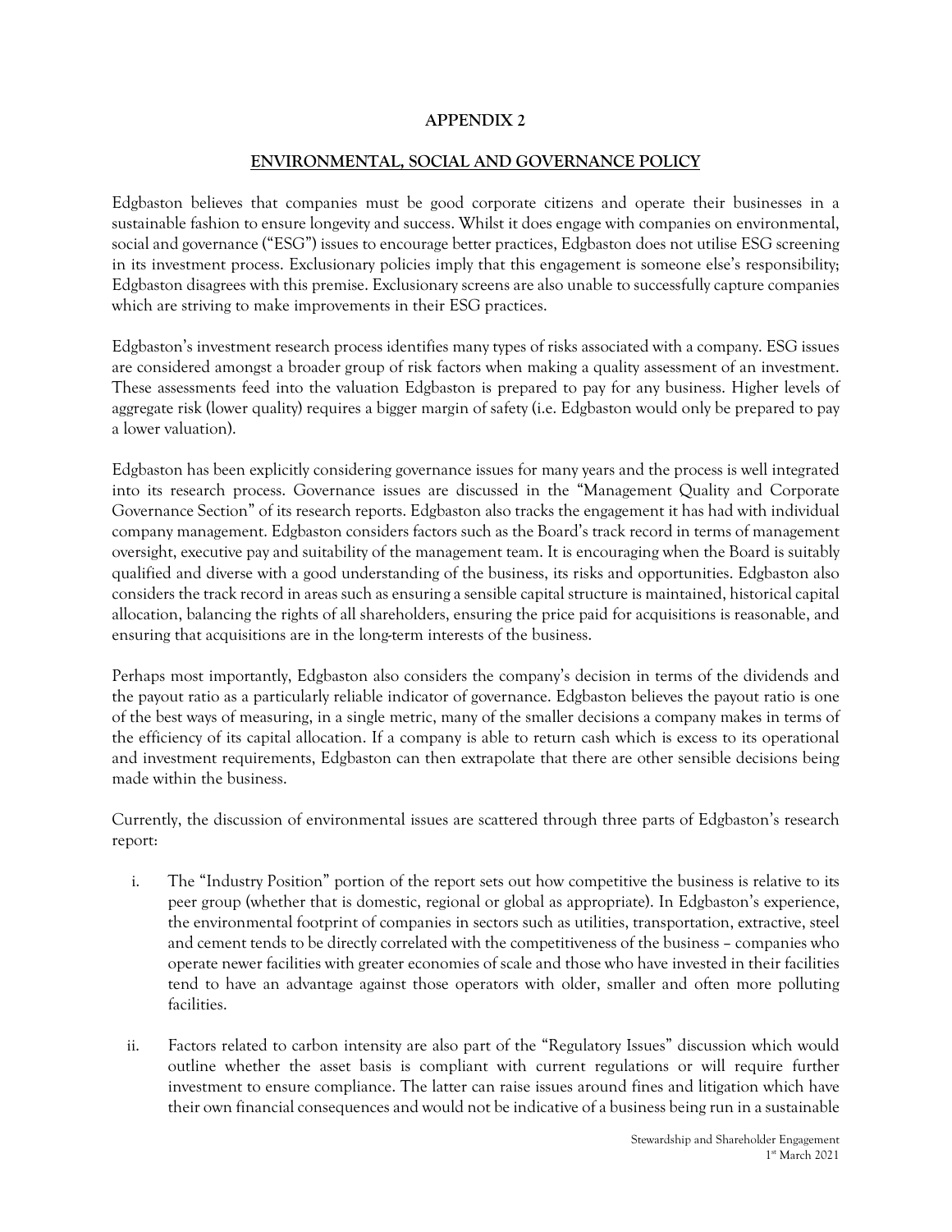# APPENDIX 2

## ENVIRONMENTAL, SOCIAL AND GOVERNANCE POLICY

Edgbaston believes that companies must be good corporate citizens and operate their businesses in a sustainable fashion to ensure longevity and success. Whilst it does engage with companies on environmental, social and governance ("ESG") issues to encourage better practices, Edgbaston does not utilise ESG screening in its investment process. Exclusionary policies imply that this engagement is someone else's responsibility; Edgbaston disagrees with this premise. Exclusionary screens are also unable to successfully capture companies which are striving to make improvements in their ESG practices.

Edgbaston's investment research process identifies many types of risks associated with a company. ESG issues are considered amongst a broader group of risk factors when making a quality assessment of an investment. These assessments feed into the valuation Edgbaston is prepared to pay for any business. Higher levels of aggregate risk (lower quality) requires a bigger margin of safety (i.e. Edgbaston would only be prepared to pay a lower valuation).

Edgbaston has been explicitly considering governance issues for many years and the process is well integrated into its research process. Governance issues are discussed in the "Management Quality and Corporate Governance Section" of its research reports. Edgbaston also tracks the engagement it has had with individual company management. Edgbaston considers factors such as the Board's track record in terms of management oversight, executive pay and suitability of the management team. It is encouraging when the Board is suitably qualified and diverse with a good understanding of the business, its risks and opportunities. Edgbaston also considers the track record in areas such as ensuring a sensible capital structure is maintained, historical capital allocation, balancing the rights of all shareholders, ensuring the price paid for acquisitions is reasonable, and ensuring that acquisitions are in the long-term interests of the business.

Perhaps most importantly, Edgbaston also considers the company's decision in terms of the dividends and the payout ratio as a particularly reliable indicator of governance. Edgbaston believes the payout ratio is one of the best ways of measuring, in a single metric, many of the smaller decisions a company makes in terms of the efficiency of its capital allocation. If a company is able to return cash which is excess to its operational and investment requirements, Edgbaston can then extrapolate that there are other sensible decisions being made within the business.

Currently, the discussion of environmental issues are scattered through three parts of Edgbaston's research report:

i. The "Industry Position" portion of the report sets out how competitive the business is relative to its peer group (whether that is domestic, regional or global as appropriate). In Edgbaston's experience, the environmental footprint of companies in sectors such as utilities, transportation, extractive, steel and cement tends to be directly correlated with the competitiveness of the business – companies who operate newer facilities with greater economies of scale and those who have invested in their facilities tend to have an advantage against those operators with older, smaller and often more polluting facilities.

ii. Factors related to carbon intensity are also part of the "Regulatory Issues" discussion which would outline whether the asset basis is compliant with current regulations or will require further investment to ensure compliance. The latter can raise issues around fines and litigation which have their own financial consequences and would not be indicative of a business being run in a sustainable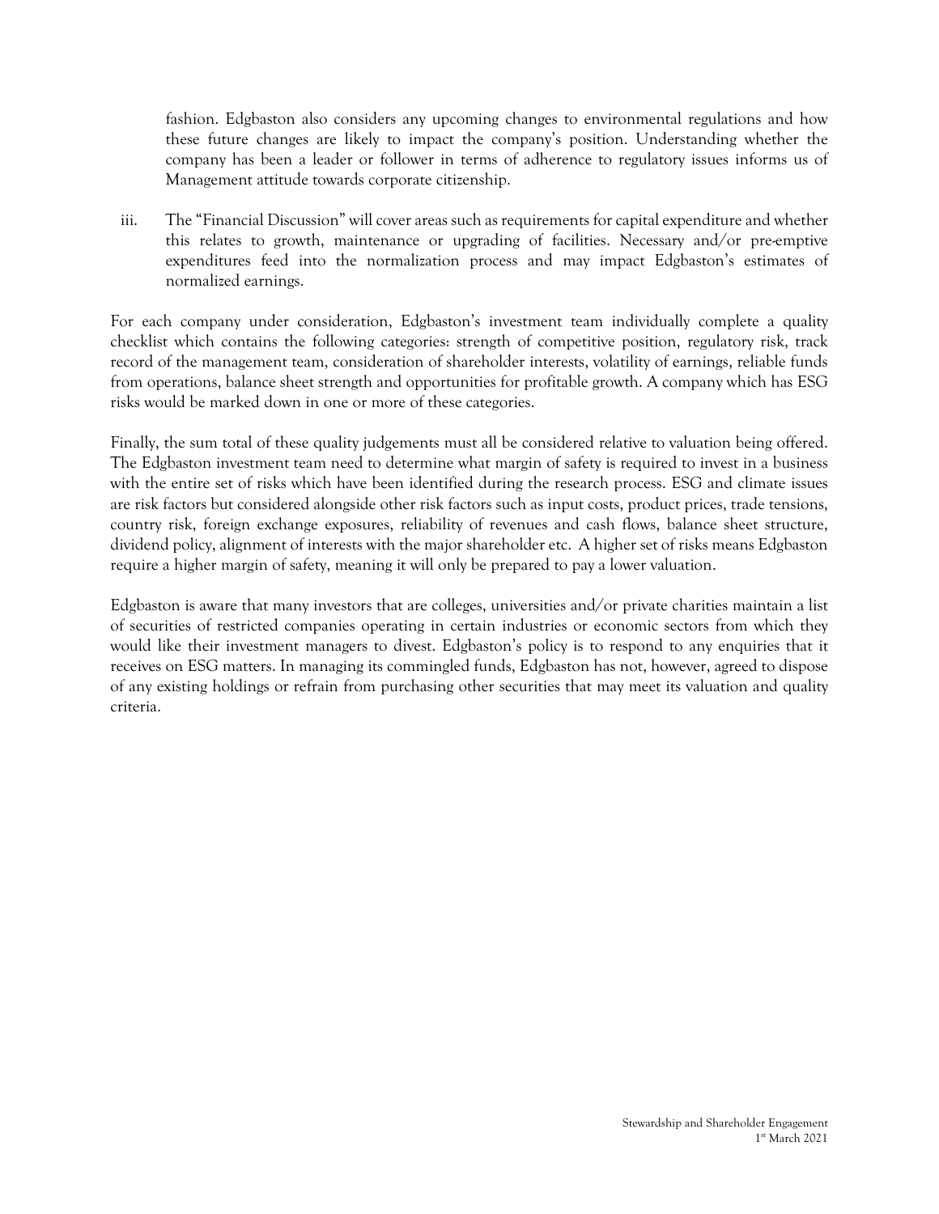fashion. Edgbaston also considers any upcoming changes to environmental regulations and how these future changes are likely to impact the company's position. Understanding whether the company has been a leader or follower in terms of adherence to regulatory issues informs us of Management attitude towards corporate citizenship.

iii. The "Financial Discussion" will cover areas such as requirements for capital expenditure and whether this relates to growth, maintenance or upgrading of facilities. Necessary and/or pre-emptive expenditures feed into the normalization process and may impact Edgbaston's estimates of normalized earnings.

For each company under consideration, Edgbaston's investment team individually complete a quality checklist which contains the following categories: strength of competitive position, regulatory risk, track record of the management team, consideration of shareholder interests, volatility of earnings, reliable funds from operations, balance sheet strength and opportunities for profitable growth. A company which has ESG risks would be marked down in one or more of these categories.

Finally, the sum total of these quality judgements must all be considered relative to valuation being offered. The Edgbaston investment team need to determine what margin of safety is required to invest in a business with the entire set of risks which have been identified during the research process. ESG and climate issues are risk factors but considered alongside other risk factors such as input costs, product prices, trade tensions, country risk, foreign exchange exposures, reliability of revenues and cash flows, balance sheet structure, dividend policy, alignment of interests with the major shareholder etc. A higher set of risks means Edgbaston require a higher margin of safety, meaning it will only be prepared to pay a lower valuation.

Edgbaston is aware that many investors that are colleges, universities and/or private charities maintain a list of securities of restricted companies operating in certain industries or economic sectors from which they would like their investment managers to divest. Edgbaston's policy is to respond to any enquiries that it receives on ESG matters. In managing its commingled funds, Edgbaston has not, however, agreed to dispose of any existing holdings or refrain from purchasing other securities that may meet its valuation and quality criteria.